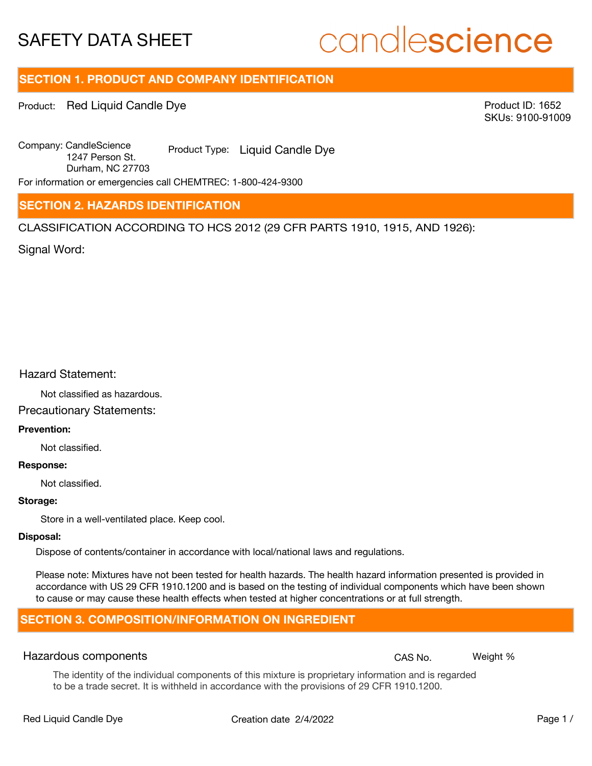# SAFETY DATA SHEET

candlescience

## SECTION 1. PRODUCT AND COMPANY IDENTIFICATION

Product: Red Liquid Candle Dye

Product ID: 1652
SKUs: 9100-91009

Company: CandleScience
1247 Person St.
Durham, NC 27703

Product Type: Liquid Candle Dye

For information or emergencies call CHEMTREC: 1-800-424-9300

## SECTION 2. HAZARDS IDENTIFICATION

CLASSIFICATION ACCORDING TO HCS 2012 (29 CFR PARTS 1910, 1915, AND 1926):

Signal Word:

Hazard Statement:

Not classified as hazardous.

Precautionary Statements:

**Prevention:**

Not classified.

**Response:**

Not classified.

**Storage:**

Store in a well-ventilated place. Keep cool.

**Disposal:**

Dispose of contents/container in accordance with local/national laws and regulations.

Please note: Mixtures have not been tested for health hazards. The health hazard information presented is provided in accordance with US 29 CFR 1910.1200 and is based on the testing of individual components which have been shown to cause or may cause these health effects when tested at higher concentrations or at full strength.

## SECTION 3. COMPOSITION/INFORMATION ON INGREDIENT

| Hazardous components | CAS No. | Weight % |
|---|---|---|

The identity of the individual components of this mixture is proprietary information and is regarded to be a trade secret. It is withheld in accordance with the provisions of 29 CFR 1910.1200.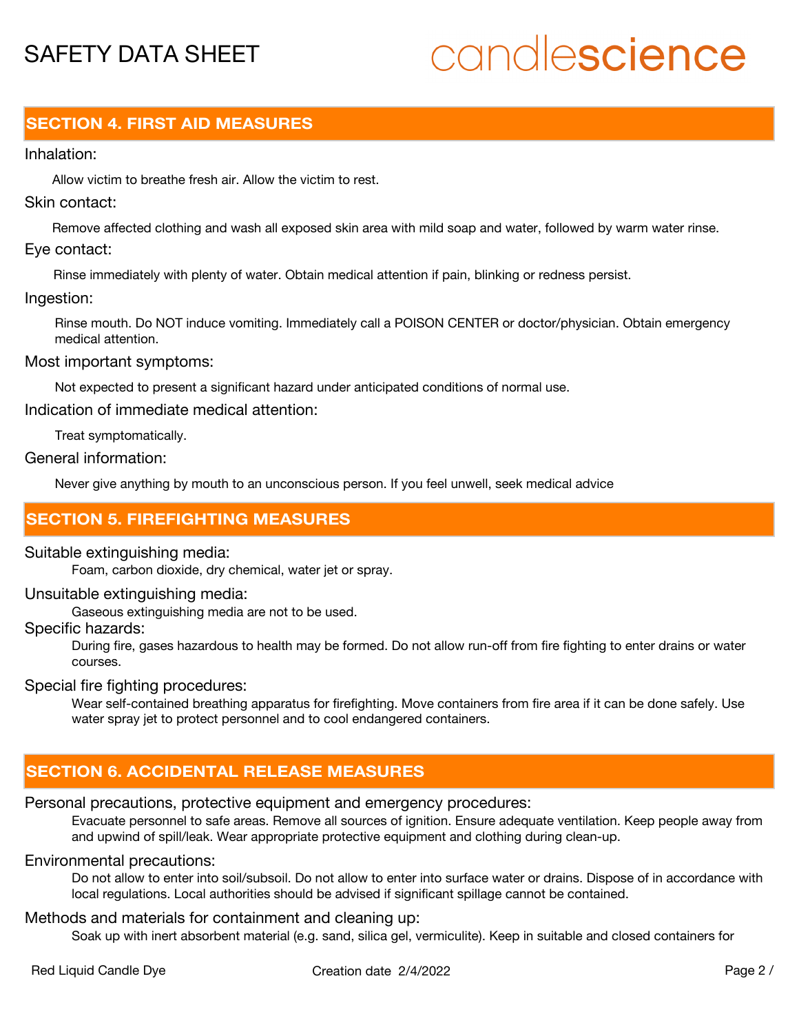## SECTION 4. FIRST AID MEASURES

Inhalation:

Allow victim to breathe fresh air. Allow the victim to rest.

Skin contact:

Remove affected clothing and wash all exposed skin area with mild soap and water, followed by warm water rinse.

Eye contact:

Rinse immediately with plenty of water. Obtain medical attention if pain, blinking or redness persist.

Ingestion:

Rinse mouth. Do NOT induce vomiting. Immediately call a POISON CENTER or doctor/physician. Obtain emergency medical attention.

Most important symptoms:

Not expected to present a significant hazard under anticipated conditions of normal use.

Indication of immediate medical attention:

Treat symptomatically.

General information:

Never give anything by mouth to an unconscious person. If you feel unwell, seek medical advice

## SECTION 5. FIREFIGHTING MEASURES

Suitable extinguishing media:

Foam, carbon dioxide, dry chemical, water jet or spray.

Unsuitable extinguishing media:

Gaseous extinguishing media are not to be used.

Specific hazards:

During fire, gases hazardous to health may be formed. Do not allow run-off from fire fighting to enter drains or water courses.

Special fire fighting procedures:

Wear self-contained breathing apparatus for firefighting. Move containers from fire area if it can be done safely. Use water spray jet to protect personnel and to cool endangered containers.

## SECTION 6. ACCIDENTAL RELEASE MEASURES

Personal precautions, protective equipment and emergency procedures:

Evacuate personnel to safe areas. Remove all sources of ignition. Ensure adequate ventilation. Keep people away from and upwind of spill/leak. Wear appropriate protective equipment and clothing during clean-up.

Environmental precautions:

Do not allow to enter into soil/subsoil. Do not allow to enter into surface water or drains. Dispose of in accordance with local regulations. Local authorities should be advised if significant spillage cannot be contained.

Methods and materials for containment and cleaning up:

Soak up with inert absorbent material (e.g. sand, silica gel, vermiculite). Keep in suitable and closed containers for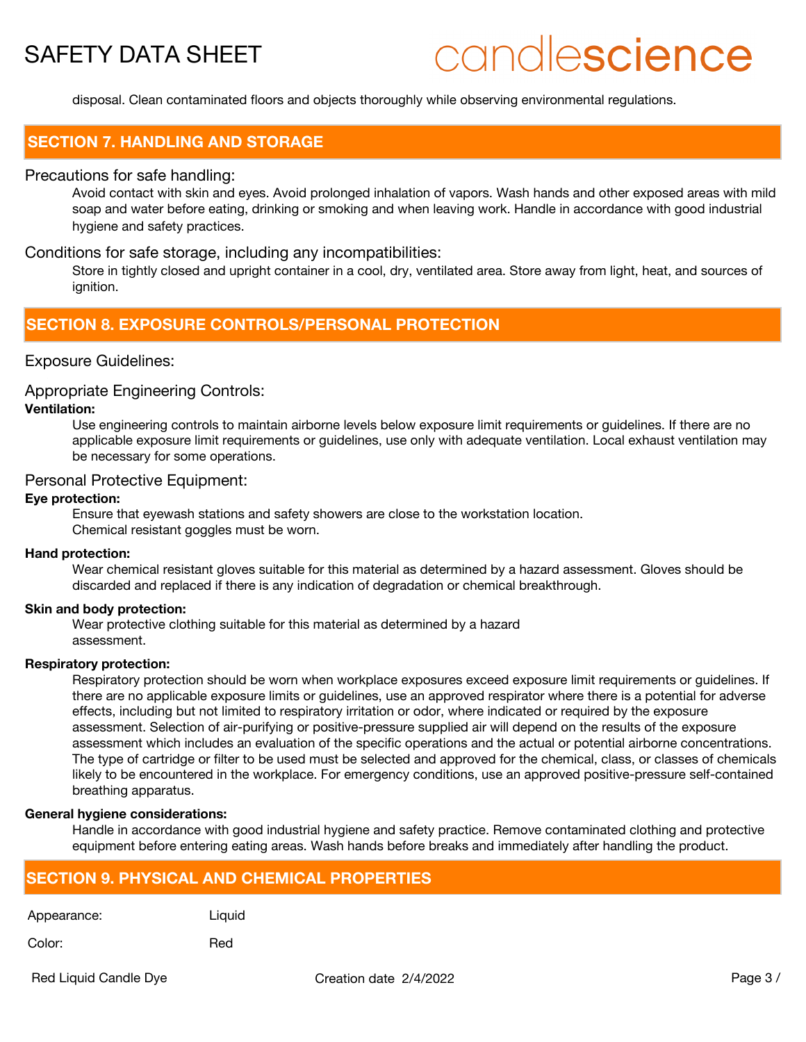disposal. Clean contaminated floors and objects thoroughly while observing environmental regulations.

## SECTION 7. HANDLING AND STORAGE

### Precautions for safe handling:

Avoid contact with skin and eyes. Avoid prolonged inhalation of vapors. Wash hands and other exposed areas with mild soap and water before eating, drinking or smoking and when leaving work. Handle in accordance with good industrial hygiene and safety practices.

### Conditions for safe storage, including any incompatibilities:

Store in tightly closed and upright container in a cool, dry, ventilated area. Store away from light, heat, and sources of ignition.

## SECTION 8. EXPOSURE CONTROLS/PERSONAL PROTECTION

### Exposure Guidelines:

### Appropriate Engineering Controls:

**Ventilation:**

Use engineering controls to maintain airborne levels below exposure limit requirements or guidelines. If there are no applicable exposure limit requirements or guidelines, use only with adequate ventilation. Local exhaust ventilation may be necessary for some operations.

### Personal Protective Equipment:

**Eye protection:**

Ensure that eyewash stations and safety showers are close to the workstation location.
Chemical resistant goggles must be worn.

**Hand protection:**

Wear chemical resistant gloves suitable for this material as determined by a hazard assessment. Gloves should be discarded and replaced if there is any indication of degradation or chemical breakthrough.

**Skin and body protection:**

Wear protective clothing suitable for this material as determined by a hazard assessment.

**Respiratory protection:**

Respiratory protection should be worn when workplace exposures exceed exposure limit requirements or guidelines. If there are no applicable exposure limits or guidelines, use an approved respirator where there is a potential for adverse effects, including but not limited to respiratory irritation or odor, where indicated or required by the exposure assessment. Selection of air-purifying or positive-pressure supplied air will depend on the results of the exposure assessment which includes an evaluation of the specific operations and the actual or potential airborne concentrations. The type of cartridge or filter to be used must be selected and approved for the chemical, class, or classes of chemicals likely to be encountered in the workplace. For emergency conditions, use an approved positive-pressure self-contained breathing apparatus.

**General hygiene considerations:**

Handle in accordance with good industrial hygiene and safety practice. Remove contaminated clothing and protective equipment before entering eating areas. Wash hands before breaks and immediately after handling the product.

## SECTION 9. PHYSICAL AND CHEMICAL PROPERTIES

| | |
|---|---|
| Appearance: | Liquid |
| Color: | Red |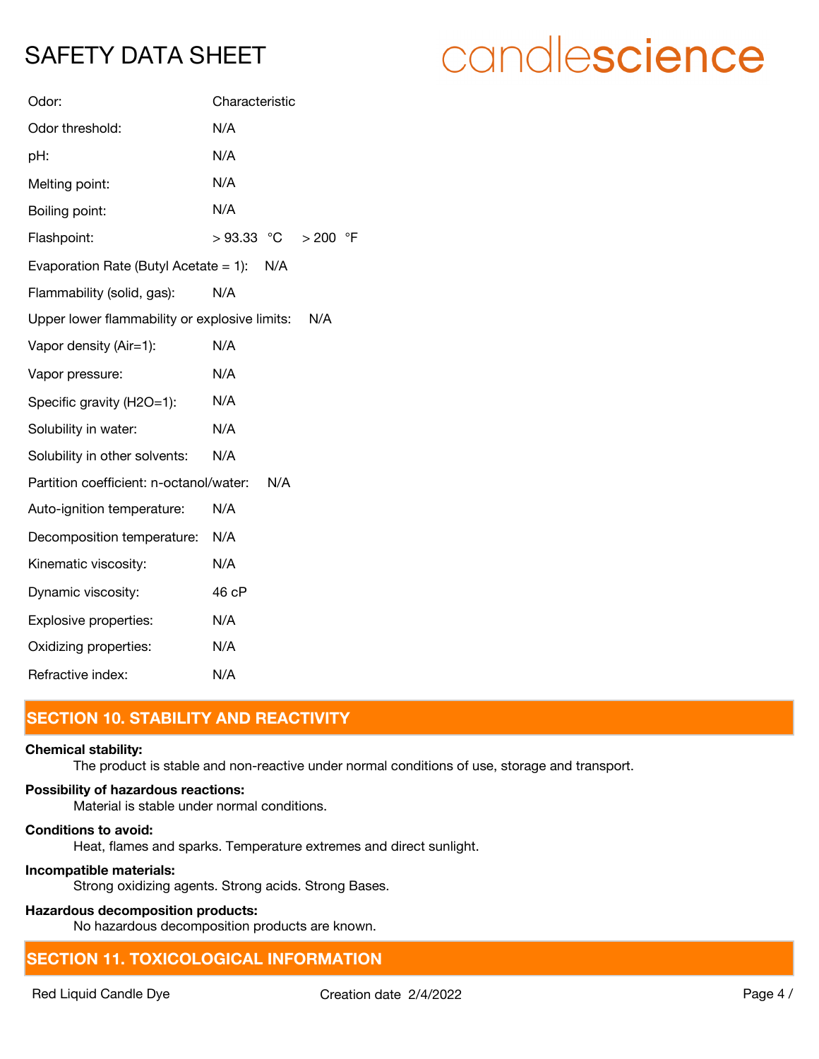| | |
|---|---|
| Odor: | Characteristic |
| Odor threshold: | N/A |
| pH: | N/A |
| Melting point: | N/A |
| Boiling point: | N/A |
| Flashpoint: | > 93.33 °C > 200 °F |
| Evaporation Rate (Butyl Acetate = 1): | N/A |
| Flammability (solid, gas): | N/A |
| Upper lower flammability or explosive limits: | N/A |
| Vapor density (Air=1): | N/A |
| Vapor pressure: | N/A |
| Specific gravity (H2O=1): | N/A |
| Solubility in water: | N/A |
| Solubility in other solvents: | N/A |
| Partition coefficient: n-octanol/water: | N/A |
| Auto-ignition temperature: | N/A |
| Decomposition temperature: | N/A |
| Kinematic viscosity: | N/A |
| Dynamic viscosity: | 46 cP |
| Explosive properties: | N/A |
| Oxidizing properties: | N/A |
| Refractive index: | N/A |

## SECTION 10. STABILITY AND REACTIVITY

**Chemical stability:**

The product is stable and non-reactive under normal conditions of use, storage and transport.

**Possibility of hazardous reactions:**

Material is stable under normal conditions.

**Conditions to avoid:**

Heat, flames and sparks. Temperature extremes and direct sunlight.

**Incompatible materials:**

Strong oxidizing agents. Strong acids. Strong Bases.

**Hazardous decomposition products:**

No hazardous decomposition products are known.

## SECTION 11. TOXICOLOGICAL INFORMATION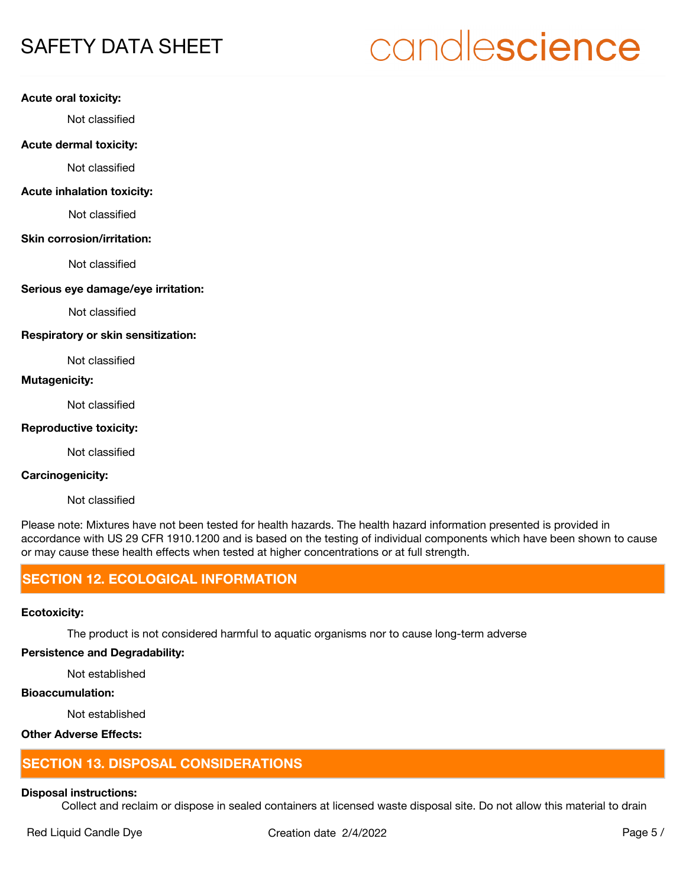**Acute oral toxicity:**

Not classified

**Acute dermal toxicity:**

Not classified

**Acute inhalation toxicity:**

Not classified

**Skin corrosion/irritation:**

Not classified

**Serious eye damage/eye irritation:**

Not classified

**Respiratory or skin sensitization:**

Not classified

**Mutagenicity:**

Not classified

**Reproductive toxicity:**

Not classified

**Carcinogenicity:**

Not classified

Please note: Mixtures have not been tested for health hazards. The health hazard information presented is provided in accordance with US 29 CFR 1910.1200 and is based on the testing of individual components which have been shown to cause or may cause these health effects when tested at higher concentrations or at full strength.

## SECTION 12. ECOLOGICAL INFORMATION

**Ecotoxicity:**

The product is not considered harmful to aquatic organisms nor to cause long-term adverse

**Persistence and Degradability:**

Not established

**Bioaccumulation:**

Not established

**Other Adverse Effects:**

## SECTION 13. DISPOSAL CONSIDERATIONS

**Disposal instructions:**

Collect and reclaim or dispose in sealed containers at licensed waste disposal site. Do not allow this material to drain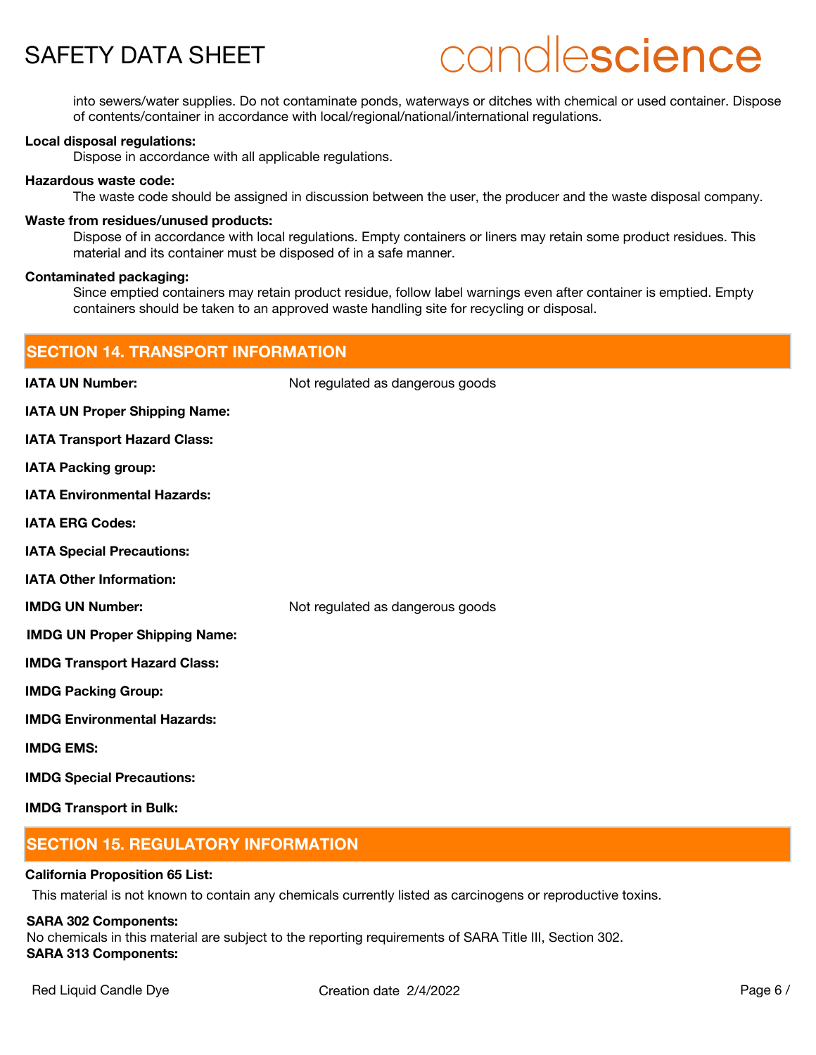into sewers/water supplies. Do not contaminate ponds, waterways or ditches with chemical or used container. Dispose of contents/container in accordance with local/regional/national/international regulations.

**Local disposal regulations:**
Dispose in accordance with all applicable regulations.

**Hazardous waste code:**
The waste code should be assigned in discussion between the user, the producer and the waste disposal company.

**Waste from residues/unused products:**
Dispose of in accordance with local regulations. Empty containers or liners may retain some product residues. This material and its container must be disposed of in a safe manner.

**Contaminated packaging:**
Since emptied containers may retain product residue, follow label warnings even after container is emptied. Empty containers should be taken to an approved waste handling site for recycling or disposal.

## SECTION 14. TRANSPORT INFORMATION

**IATA UN Number:** Not regulated as dangerous goods

**IATA UN Proper Shipping Name:**

**IATA Transport Hazard Class:**

**IATA Packing group:**

**IATA Environmental Hazards:**

**IATA ERG Codes:**

**IATA Special Precautions:**

**IATA Other Information:**

**IMDG UN Number:** Not regulated as dangerous goods

**IMDG UN Proper Shipping Name:**

**IMDG Transport Hazard Class:**

**IMDG Packing Group:**

**IMDG Environmental Hazards:**

**IMDG EMS:**

**IMDG Special Precautions:**

**IMDG Transport in Bulk:**

## SECTION 15. REGULATORY INFORMATION

**California Proposition 65 List:**

This material is not known to contain any chemicals currently listed as carcinogens or reproductive toxins.

**SARA 302 Components:**

No chemicals in this material are subject to the reporting requirements of SARA Title III, Section 302.

**SARA 313 Components:**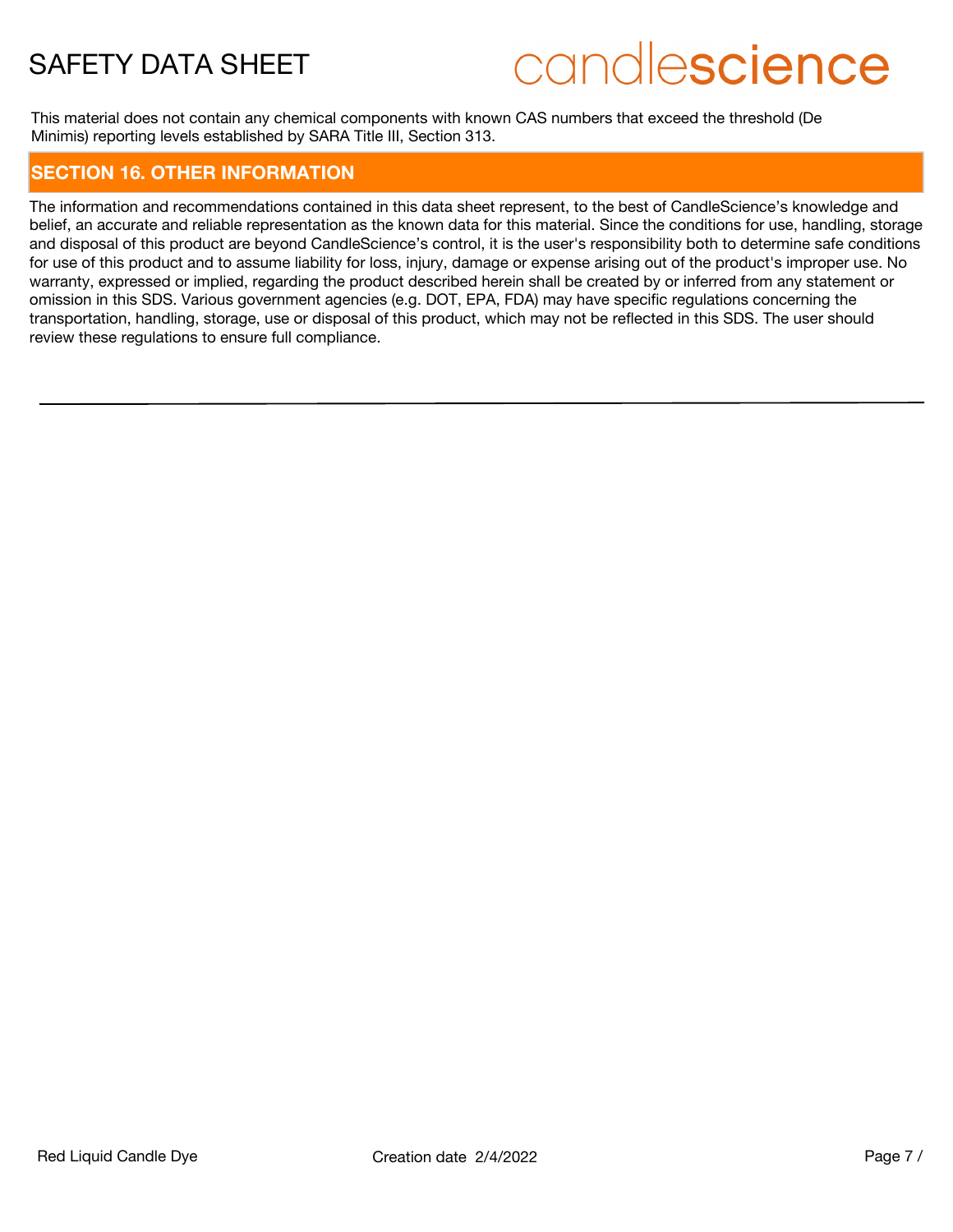This material does not contain any chemical components with known CAS numbers that exceed the threshold (De Minimis) reporting levels established by SARA Title III, Section 313.

## SECTION 16. OTHER INFORMATION

The information and recommendations contained in this data sheet represent, to the best of CandleScience's knowledge and belief, an accurate and reliable representation as the known data for this material. Since the conditions for use, handling, storage and disposal of this product are beyond CandleScience's control, it is the user's responsibility both to determine safe conditions for use of this product and to assume liability for loss, injury, damage or expense arising out of the product's improper use. No warranty, expressed or implied, regarding the product described herein shall be created by or inferred from any statement or omission in this SDS. Various government agencies (e.g. DOT, EPA, FDA) may have specific regulations concerning the transportation, handling, storage, use or disposal of this product, which may not be reflected in this SDS. The user should review these regulations to ensure full compliance.